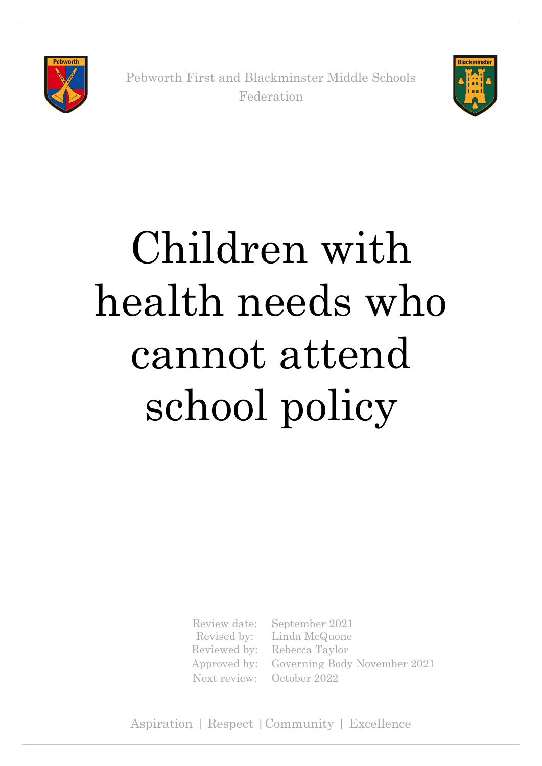Pebworth First and Blackminster Middle Schools Federation

# Children with health needs who cannot attend school policy

| | |
|---|---|
| Review date: | September 2021 |
| Revised by: | Linda McQuone |
| Reviewed by: | Rebecca Taylor |
| Approved by: | Governing Body November 2021 |
| Next review: | October 2022 |

Aspiration | Respect | Community | Excellence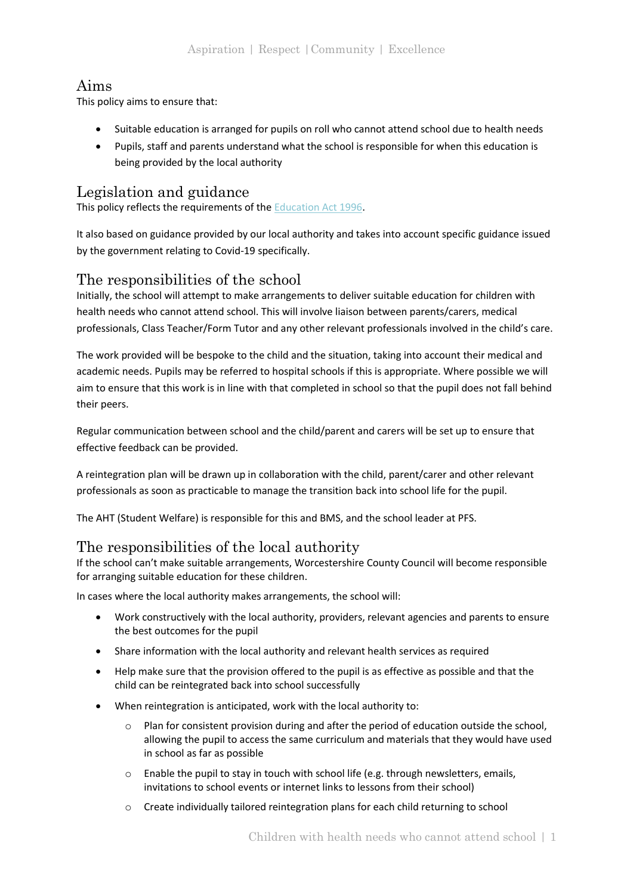## Aims

This policy aims to ensure that:

- Suitable education is arranged for pupils on roll who cannot attend school due to health needs
- Pupils, staff and parents understand what the school is responsible for when this education is being provided by the local authority

## Legislation and guidance

This policy reflects the requirements of the Education Act 1996.

It also based on guidance provided by our local authority and takes into account specific guidance issued by the government relating to Covid-19 specifically.

## The responsibilities of the school

Initially, the school will attempt to make arrangements to deliver suitable education for children with health needs who cannot attend school. This will involve liaison between parents/carers, medical professionals, Class Teacher/Form Tutor and any other relevant professionals involved in the child's care.

The work provided will be bespoke to the child and the situation, taking into account their medical and academic needs. Pupils may be referred to hospital schools if this is appropriate. Where possible we will aim to ensure that this work is in line with that completed in school so that the pupil does not fall behind their peers.

Regular communication between school and the child/parent and carers will be set up to ensure that effective feedback can be provided.

A reintegration plan will be drawn up in collaboration with the child, parent/carer and other relevant professionals as soon as practicable to manage the transition back into school life for the pupil.

The AHT (Student Welfare) is responsible for this and BMS, and the school leader at PFS.

## The responsibilities of the local authority

If the school can't make suitable arrangements, Worcestershire County Council will become responsible for arranging suitable education for these children.

In cases where the local authority makes arrangements, the school will:

- Work constructively with the local authority, providers, relevant agencies and parents to ensure the best outcomes for the pupil
- Share information with the local authority and relevant health services as required
- Help make sure that the provision offered to the pupil is as effective as possible and that the child can be reintegrated back into school successfully
- When reintegration is anticipated, work with the local authority to:
  - Plan for consistent provision during and after the period of education outside the school, allowing the pupil to access the same curriculum and materials that they would have used in school as far as possible
  - Enable the pupil to stay in touch with school life (e.g. through newsletters, emails, invitations to school events or internet links to lessons from their school)
  - Create individually tailored reintegration plans for each child returning to school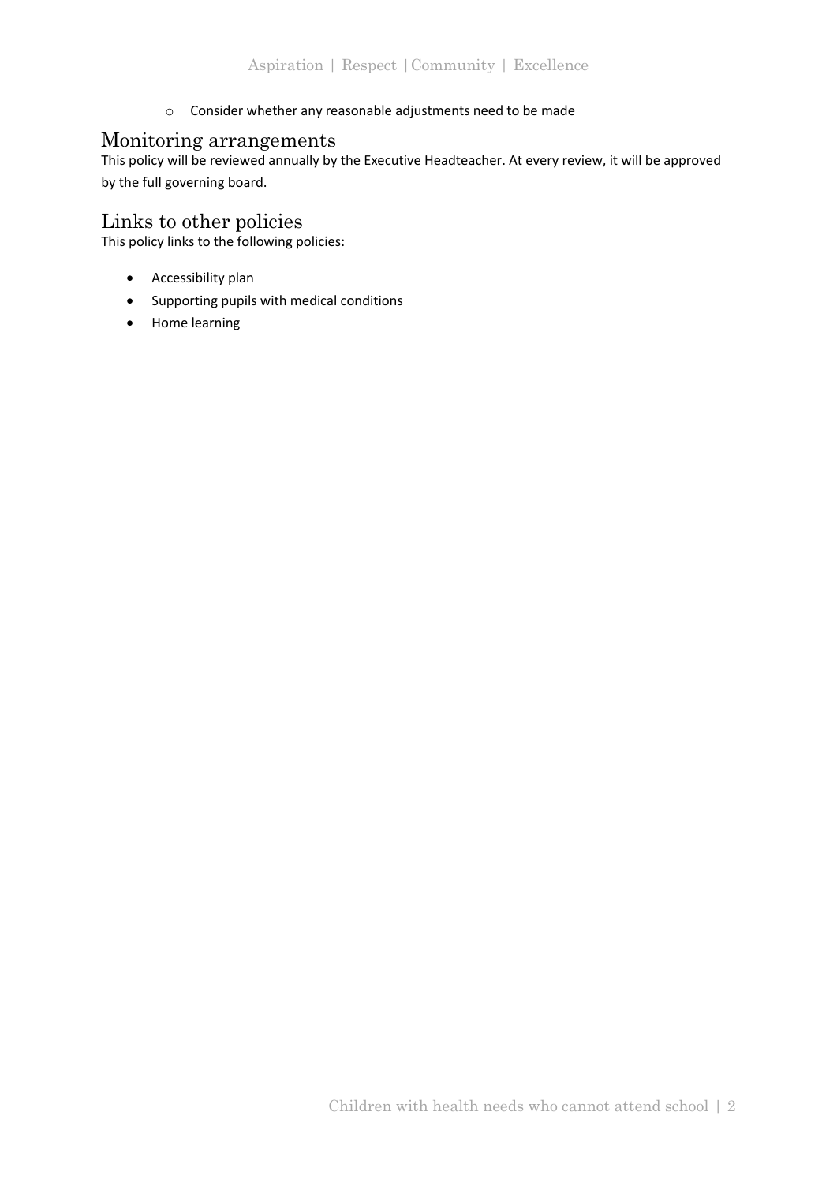- Consider whether any reasonable adjustments need to be made

## Monitoring arrangements

This policy will be reviewed annually by the Executive Headteacher. At every review, it will be approved by the full governing board.

## Links to other policies

This policy links to the following policies:

- Accessibility plan
- Supporting pupils with medical conditions
- Home learning